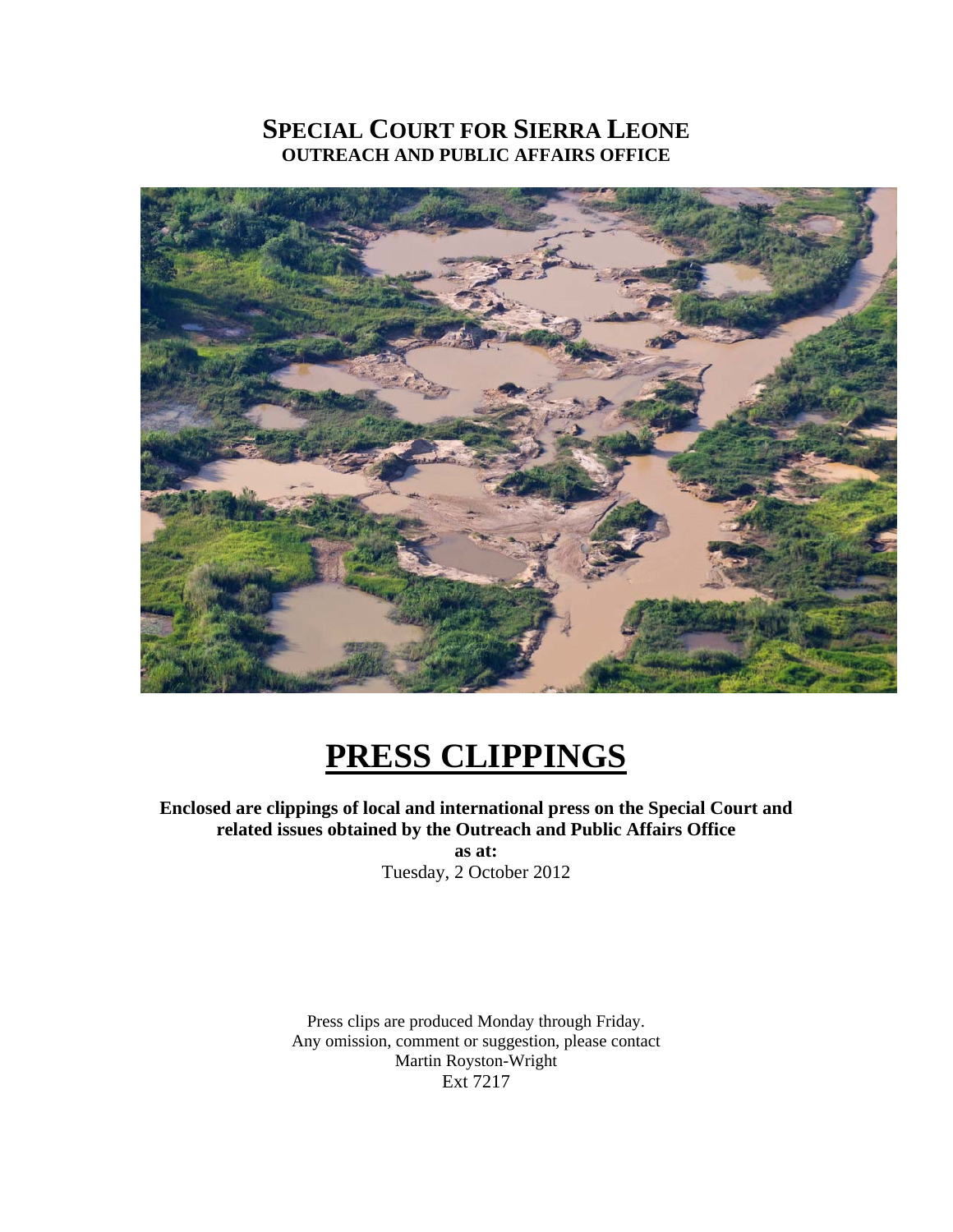# SPECIAL COURT FOR SIERRA LEONE
**OUTREACH AND PUBLIC AFFAIRS OFFICE**

# PRESS CLIPPINGS

**Enclosed are clippings of local and international press on the Special Court and related issues obtained by the Outreach and Public Affairs Office**

**as at:**

Tuesday, 2 October 2012

Press clips are produced Monday through Friday.
Any omission, comment or suggestion, please contact
Martin Royston-Wright
Ext 7217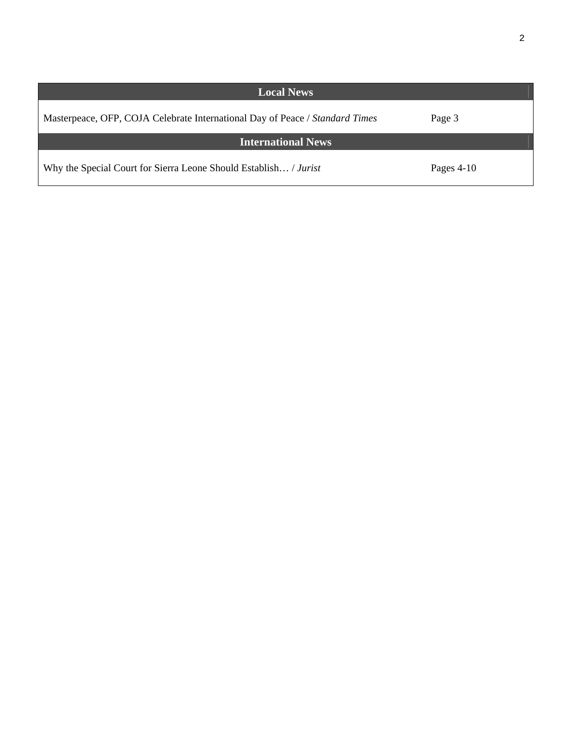| Local News | |
|---|---|
| Masterpeace, OFP, COJA Celebrate International Day of Peace / *Standard Times* | Page 3 |
| **International News** | |
| Why the Special Court for Sierra Leone Should Establish… / *Jurist* | Pages 4-10 |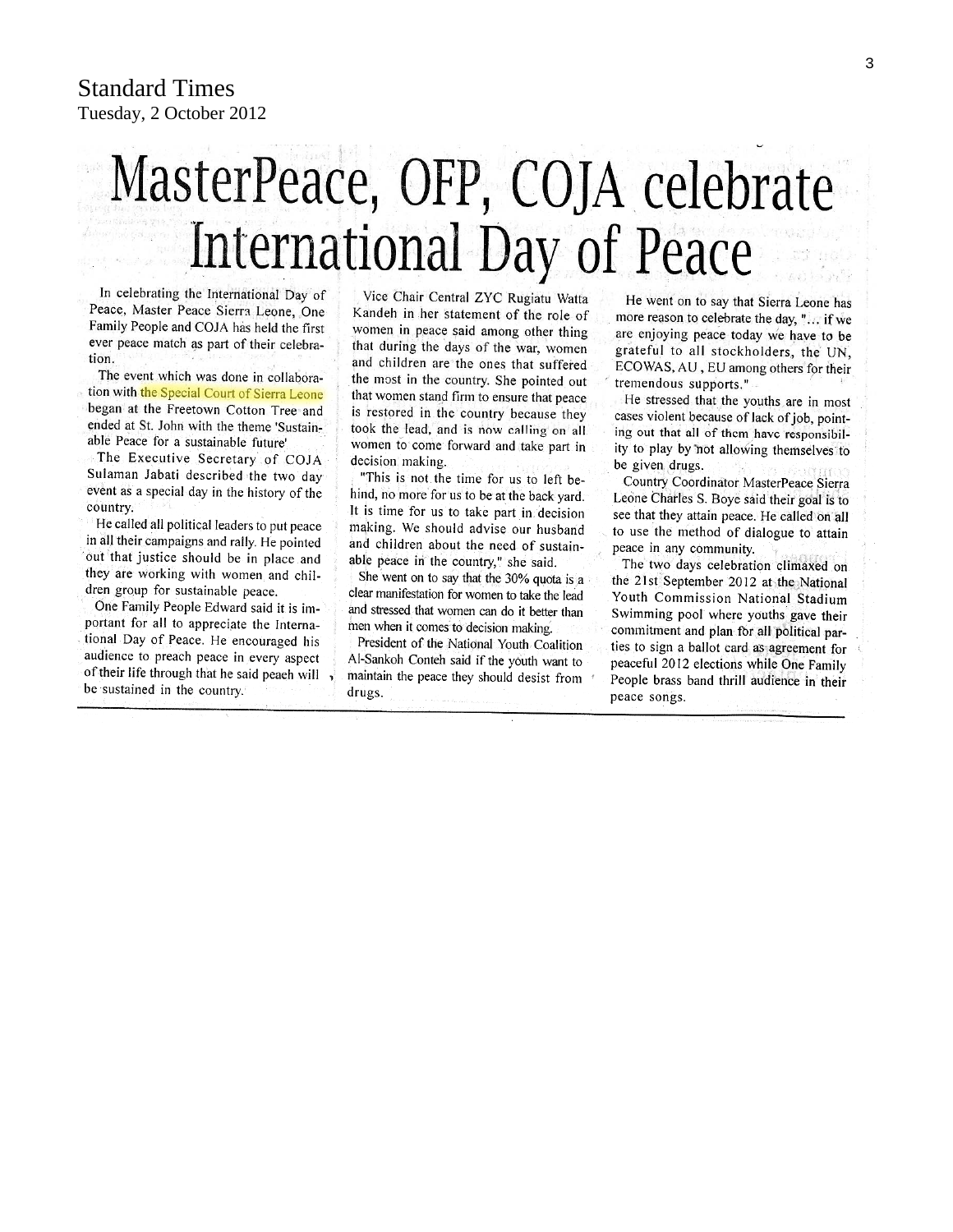Standard Times
Tuesday, 2 October 2012

# MasterPeace, OFP, COJA celebrate International Day of Peace

In celebrating the International Day of Peace, Master Peace Sierra Leone, One Family People and COJA has held the first ever peace match as part of their celebration.

The event which was done in collaboration with the Special Court of Sierra Leone began at the Freetown Cotton Tree and ended at St. John with the theme 'Sustainable Peace for a sustainable future'

The Executive Secretary of COJA Sulaman Jabati described the two day event as a special day in the history of the country.

He called all political leaders to put peace in all their campaigns and rally. He pointed out that justice should be in place and they are working with women and children group for sustainable peace.

One Family People Edward said it is important for all to appreciate the International Day of Peace. He encouraged his audience to preach peace in every aspect of their life through that he said peaeh will be sustained in the country.

Vice Chair Central ZYC Rugiatu Watta Kandeh in her statement of the role of women in peace said among other thing that during the days of the war, women and children are the ones that suffered the most in the country. She pointed out that women stand firm to ensure that peace is restored in the country because they took the lead, and is now calling on all women to come forward and take part in decision making.

"This is not the time for us to left behind, no more for us to be at the back yard. It is time for us to take part in decision making. We should advise our husband and children about the need of sustainable peace in the country," she said.

She went on to say that the 30% quota is a clear manifestation for women to take the lead and stressed that women can do it better than men when it comes to decision making.

President of the National Youth Coalition Al-Sankoh Conteh said if the youth want to maintain the peace they should desist from drugs.

He went on to say that Sierra Leone has more reason to celebrate the day, "... if we are enjoying peace today we have to be grateful to all stockholders, the UN, ECOWAS, AU , EU among others for their tremendous supports."

He stressed that the youths are in most cases violent because of lack of job, pointing out that all of them have responsibility to play by not allowing themselves to be given drugs.

Country Coordinator MasterPeace Sierra Leone Charles S. Boye said their goal is to see that they attain peace. He called on all to use the method of dialogue to attain peace in any community.

The two days celebration climaxed on the 21st September 2012 at the National Youth Commission National Stadium Swimming pool where youths gave their commitment and plan for all political parties to sign a ballot card as agreement for peaceful 2012 elections while One Family People brass band thrill audience in their peace songs.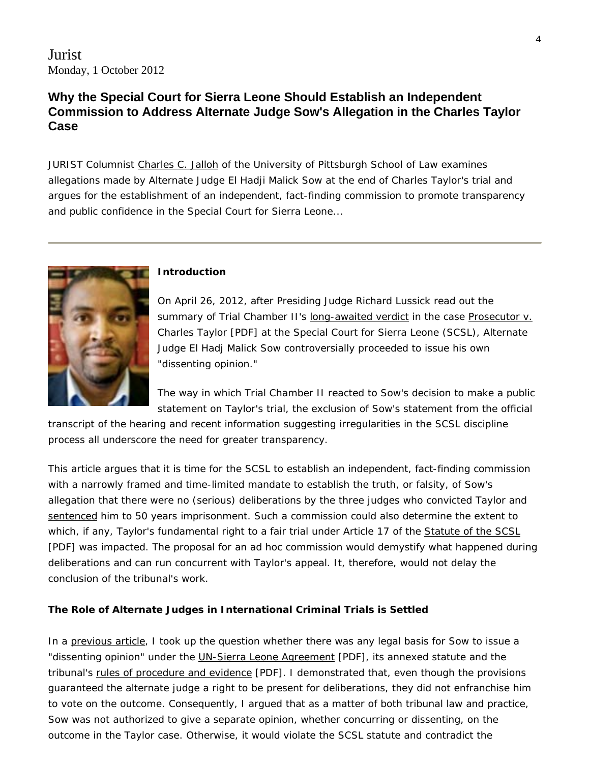Jurist
Monday, 1 October 2012

## Why the Special Court for Sierra Leone Should Establish an Independent Commission to Address Alternate Judge Sow's Allegation in the Charles Taylor Case

JURIST Columnist Charles C. Jalloh of the University of Pittsburgh School of Law examines allegations made by Alternate Judge El Hadji Malick Sow at the end of Charles Taylor's trial and argues for the establishment of an independent, fact-finding commission to promote transparency and public confidence in the Special Court for Sierra Leone...

---

**Introduction**

On April 26, 2012, after Presiding Judge Richard Lussick read out the summary of Trial Chamber II's long-awaited verdict in the case Prosecutor v. Charles Taylor [PDF] at the Special Court for Sierra Leone (SCSL), Alternate Judge El Hadj Malick Sow controversially proceeded to issue his own "dissenting opinion."

The way in which Trial Chamber II reacted to Sow's decision to make a public statement on Taylor's trial, the exclusion of Sow's statement from the official transcript of the hearing and recent information suggesting irregularities in the SCSL discipline process all underscore the need for greater transparency.

This article argues that it is time for the SCSL to establish an independent, fact-finding commission with a narrowly framed and time-limited mandate to establish the truth, or falsity, of Sow's allegation that there were no (serious) deliberations by the three judges who convicted Taylor and sentenced him to 50 years imprisonment. Such a commission could also determine the extent to which, if any, Taylor's fundamental right to a fair trial under Article 17 of the Statute of the SCSL [PDF] was impacted. The proposal for an ad hoc commission would demystify what happened during deliberations and can run concurrent with Taylor's appeal. It, therefore, would not delay the conclusion of the tribunal's work.

**The Role of Alternate Judges in International Criminal Trials is Settled**

In a previous article, I took up the question whether there was any legal basis for Sow to issue a "dissenting opinion" under the UN-Sierra Leone Agreement [PDF], its annexed statute and the tribunal's rules of procedure and evidence [PDF]. I demonstrated that, even though the provisions guaranteed the alternate judge a right to be present for deliberations, they did not enfranchise him to vote on the outcome. Consequently, I argued that as a matter of both tribunal law and practice, Sow was not authorized to give a separate opinion, whether concurring or dissenting, on the outcome in the Taylor case. Otherwise, it would violate the SCSL statute and contradict the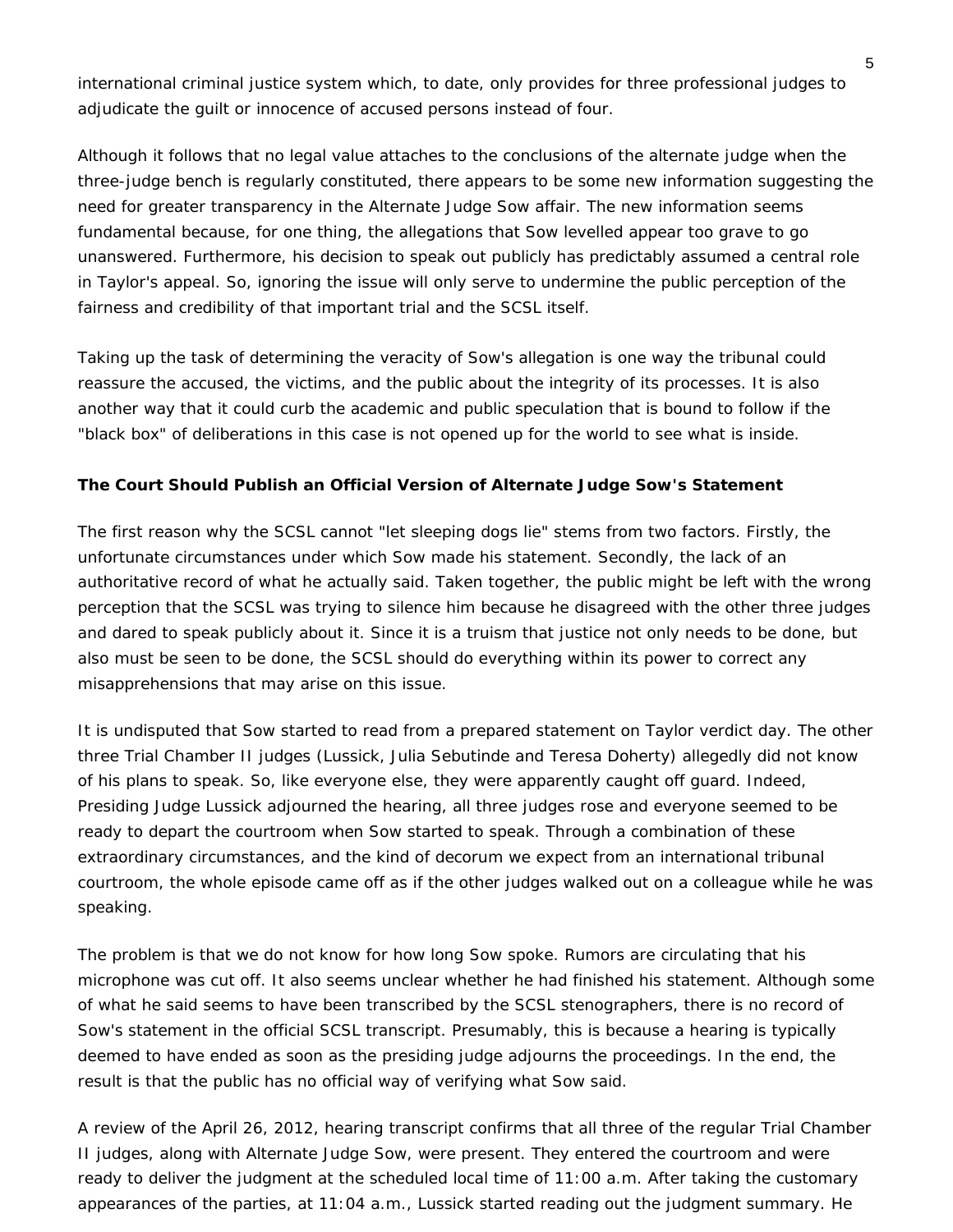international criminal justice system which, to date, only provides for three professional judges to adjudicate the guilt or innocence of accused persons instead of four.

Although it follows that no legal value attaches to the conclusions of the alternate judge when the three-judge bench is regularly constituted, there appears to be some new information suggesting the need for greater transparency in the Alternate Judge Sow affair. The new information seems fundamental because, for one thing, the allegations that Sow levelled appear too grave to go unanswered. Furthermore, his decision to speak out publicly has predictably assumed a central role in Taylor's appeal. So, ignoring the issue will only serve to undermine the public perception of the fairness and credibility of that important trial and the SCSL itself.

Taking up the task of determining the veracity of Sow's allegation is one way the tribunal could reassure the accused, the victims, and the public about the integrity of its processes. It is also another way that it could curb the academic and public speculation that is bound to follow if the "black box" of deliberations in this case is not opened up for the world to see what is inside.

**The Court Should Publish an Official Version of Alternate Judge Sow's Statement**

The first reason why the SCSL cannot "let sleeping dogs lie" stems from two factors. Firstly, the unfortunate circumstances under which Sow made his statement. Secondly, the lack of an authoritative record of what he actually said. Taken together, the public might be left with the wrong perception that the SCSL was trying to silence him because he disagreed with the other three judges and dared to speak publicly about it. Since it is a truism that justice not only needs to be done, but also must be seen to be done, the SCSL should do everything within its power to correct any misapprehensions that may arise on this issue.

It is undisputed that Sow started to read from a prepared statement on Taylor verdict day. The other three Trial Chamber II judges (Lussick, Julia Sebutinde and Teresa Doherty) allegedly did not know of his plans to speak. So, like everyone else, they were apparently caught off guard. Indeed, Presiding Judge Lussick adjourned the hearing, all three judges rose and everyone seemed to be ready to depart the courtroom when Sow started to speak. Through a combination of these extraordinary circumstances, and the kind of decorum we expect from an international tribunal courtroom, the whole episode came off as if the other judges walked out on a colleague while he was speaking.

The problem is that we do not know for how long Sow spoke. Rumors are circulating that his microphone was cut off. It also seems unclear whether he had finished his statement. Although some of what he said seems to have been transcribed by the SCSL stenographers, there is no record of Sow's statement in the official SCSL transcript. Presumably, this is because a hearing is typically deemed to have ended as soon as the presiding judge adjourns the proceedings. In the end, the result is that the public has no official way of verifying what Sow said.

A review of the April 26, 2012, hearing transcript confirms that all three of the regular Trial Chamber II judges, along with Alternate Judge Sow, were present. They entered the courtroom and were ready to deliver the judgment at the scheduled local time of 11:00 a.m. After taking the customary appearances of the parties, at 11:04 a.m., Lussick started reading out the judgment summary. He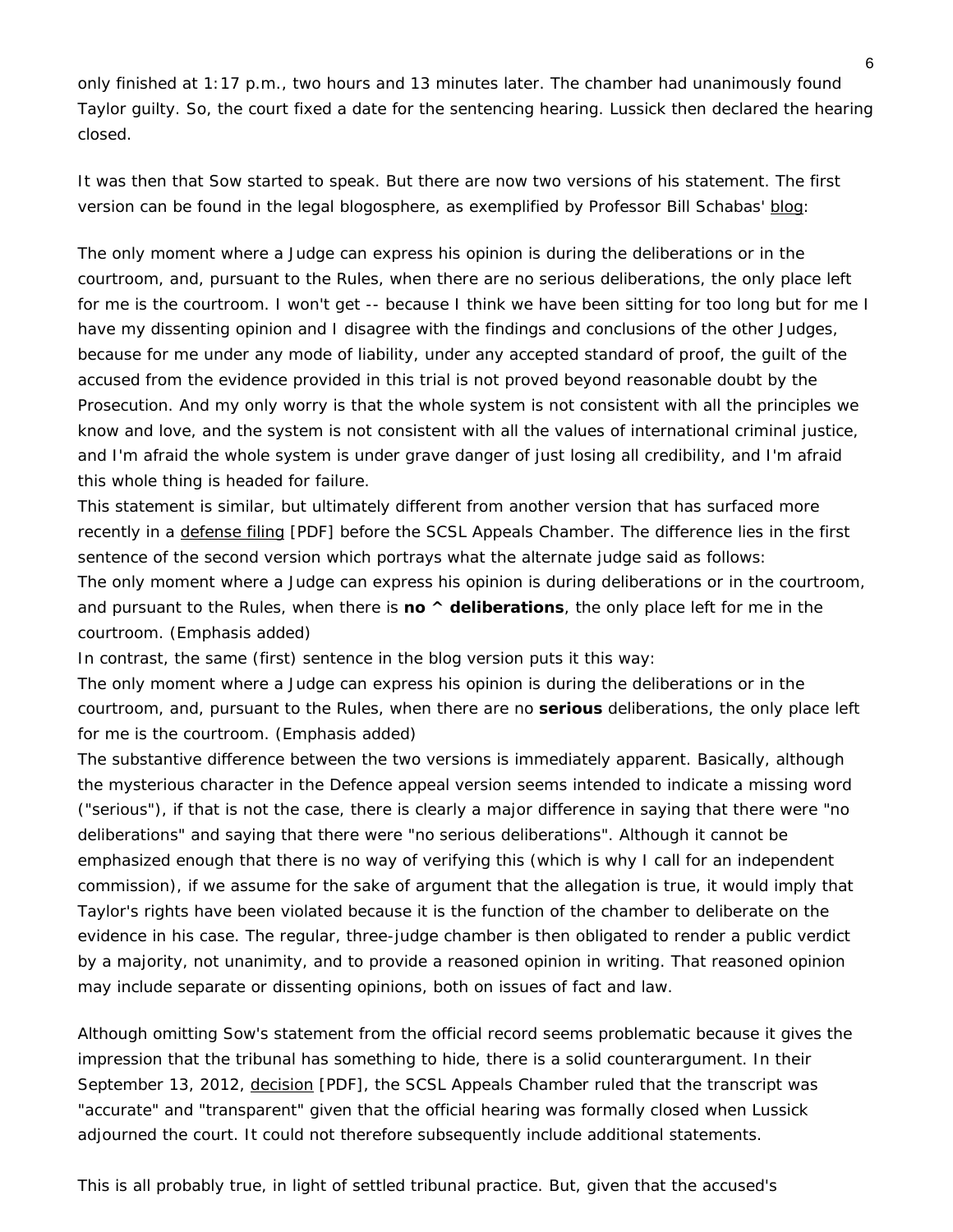only finished at 1:17 p.m., two hours and 13 minutes later. The chamber had unanimously found Taylor guilty. So, the court fixed a date for the sentencing hearing. Lussick then declared the hearing closed.

It was then that Sow started to speak. But there are now two versions of his statement. The first version can be found in the legal blogosphere, as exemplified by Professor Bill Schabas' blog:

The only moment where a Judge can express his opinion is during the deliberations or in the courtroom, and, pursuant to the Rules, when there are no serious deliberations, the only place left for me is the courtroom. I won't get -- because I think we have been sitting for too long but for me I have my dissenting opinion and I disagree with the findings and conclusions of the other Judges, because for me under any mode of liability, under any accepted standard of proof, the guilt of the accused from the evidence provided in this trial is not proved beyond reasonable doubt by the Prosecution. And my only worry is that the whole system is not consistent with all the principles we know and love, and the system is not consistent with all the values of international criminal justice, and I'm afraid the whole system is under grave danger of just losing all credibility, and I'm afraid this whole thing is headed for failure.

This statement is similar, but ultimately different from another version that has surfaced more recently in a defense filing [PDF] before the SCSL Appeals Chamber. The difference lies in the first sentence of the second version which portrays what the alternate judge said as follows:

The only moment where a Judge can express his opinion is during deliberations or in the courtroom, and pursuant to the Rules, when there is **no ^ deliberations**, the only place left for me in the courtroom. (Emphasis added)

In contrast, the same (first) sentence in the blog version puts it this way:

The only moment where a Judge can express his opinion is during the deliberations or in the courtroom, and, pursuant to the Rules, when there are no **serious** deliberations, the only place left for me is the courtroom. (Emphasis added)

The substantive difference between the two versions is immediately apparent. Basically, although the mysterious character in the Defence appeal version seems intended to indicate a missing word ("serious"), if that is not the case, there is clearly a major difference in saying that there were "no deliberations" and saying that there were "no serious deliberations". Although it cannot be emphasized enough that there is no way of verifying this (which is why I call for an independent commission), if we assume for the sake of argument that the allegation is true, it would imply that Taylor's rights have been violated because it is the function of the chamber to deliberate on the evidence in his case. The regular, three-judge chamber is then obligated to render a public verdict by a majority, not unanimity, and to provide a reasoned opinion in writing. That reasoned opinion may include separate or dissenting opinions, both on issues of fact and law.

Although omitting Sow's statement from the official record seems problematic because it gives the impression that the tribunal has something to hide, there is a solid counterargument. In their September 13, 2012, decision [PDF], the SCSL Appeals Chamber ruled that the transcript was "accurate" and "transparent" given that the official hearing was formally closed when Lussick adjourned the court. It could not therefore subsequently include additional statements.

This is all probably true, in light of settled tribunal practice. But, given that the accused's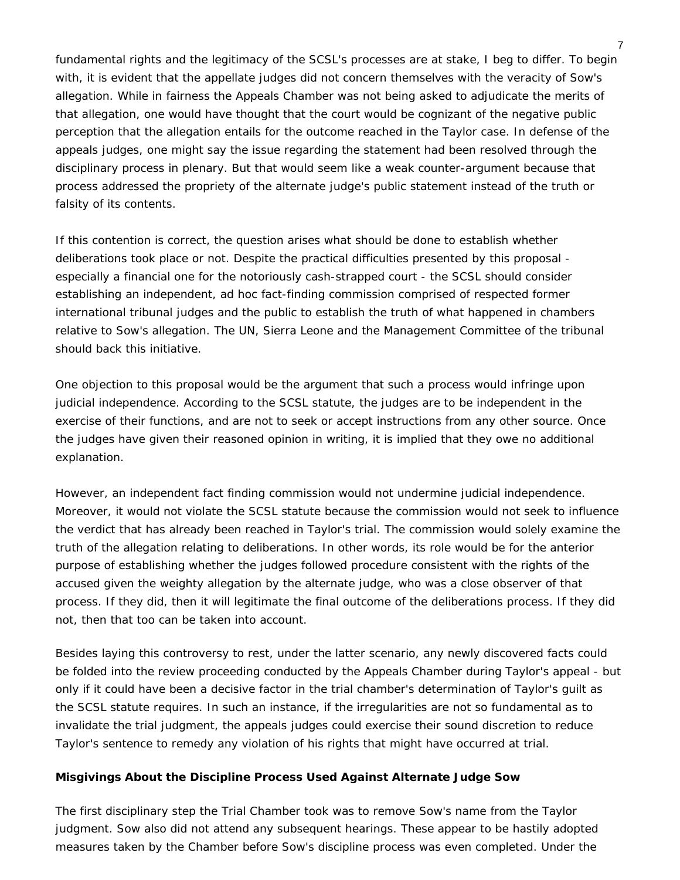fundamental rights and the legitimacy of the SCSL's processes are at stake, I beg to differ. To begin with, it is evident that the appellate judges did not concern themselves with the veracity of Sow's allegation. While in fairness the Appeals Chamber was not being asked to adjudicate the merits of that allegation, one would have thought that the court would be cognizant of the negative public perception that the allegation entails for the outcome reached in the Taylor case. In defense of the appeals judges, one might say the issue regarding the statement had been resolved through the disciplinary process in plenary. But that would seem like a weak counter-argument because that process addressed the propriety of the alternate judge's public statement instead of the truth or falsity of its contents.

If this contention is correct, the question arises what should be done to establish whether deliberations took place or not. Despite the practical difficulties presented by this proposal - especially a financial one for the notoriously cash-strapped court - the SCSL should consider establishing an independent, ad hoc fact-finding commission comprised of respected former international tribunal judges and the public to establish the truth of what happened in chambers relative to Sow's allegation. The UN, Sierra Leone and the Management Committee of the tribunal should back this initiative.

One objection to this proposal would be the argument that such a process would infringe upon judicial independence. According to the SCSL statute, the judges are to be independent in the exercise of their functions, and are not to seek or accept instructions from any other source. Once the judges have given their reasoned opinion in writing, it is implied that they owe no additional explanation.

However, an independent fact finding commission would not undermine judicial independence. Moreover, it would not violate the SCSL statute because the commission would not seek to influence the verdict that has already been reached in Taylor's trial. The commission would solely examine the truth of the allegation relating to deliberations. In other words, its role would be for the anterior purpose of establishing whether the judges followed procedure consistent with the rights of the accused given the weighty allegation by the alternate judge, who was a close observer of that process. If they did, then it will legitimate the final outcome of the deliberations process. If they did not, then that too can be taken into account.

Besides laying this controversy to rest, under the latter scenario, any newly discovered facts could be folded into the review proceeding conducted by the Appeals Chamber during Taylor's appeal - but only if it could have been a decisive factor in the trial chamber's determination of Taylor's guilt as the SCSL statute requires. In such an instance, if the irregularities are not so fundamental as to invalidate the trial judgment, the appeals judges could exercise their sound discretion to reduce Taylor's sentence to remedy any violation of his rights that might have occurred at trial.

**Misgivings About the Discipline Process Used Against Alternate Judge Sow**

The first disciplinary step the Trial Chamber took was to remove Sow's name from the Taylor judgment. Sow also did not attend any subsequent hearings. These appear to be hastily adopted measures taken by the Chamber before Sow's discipline process was even completed. Under the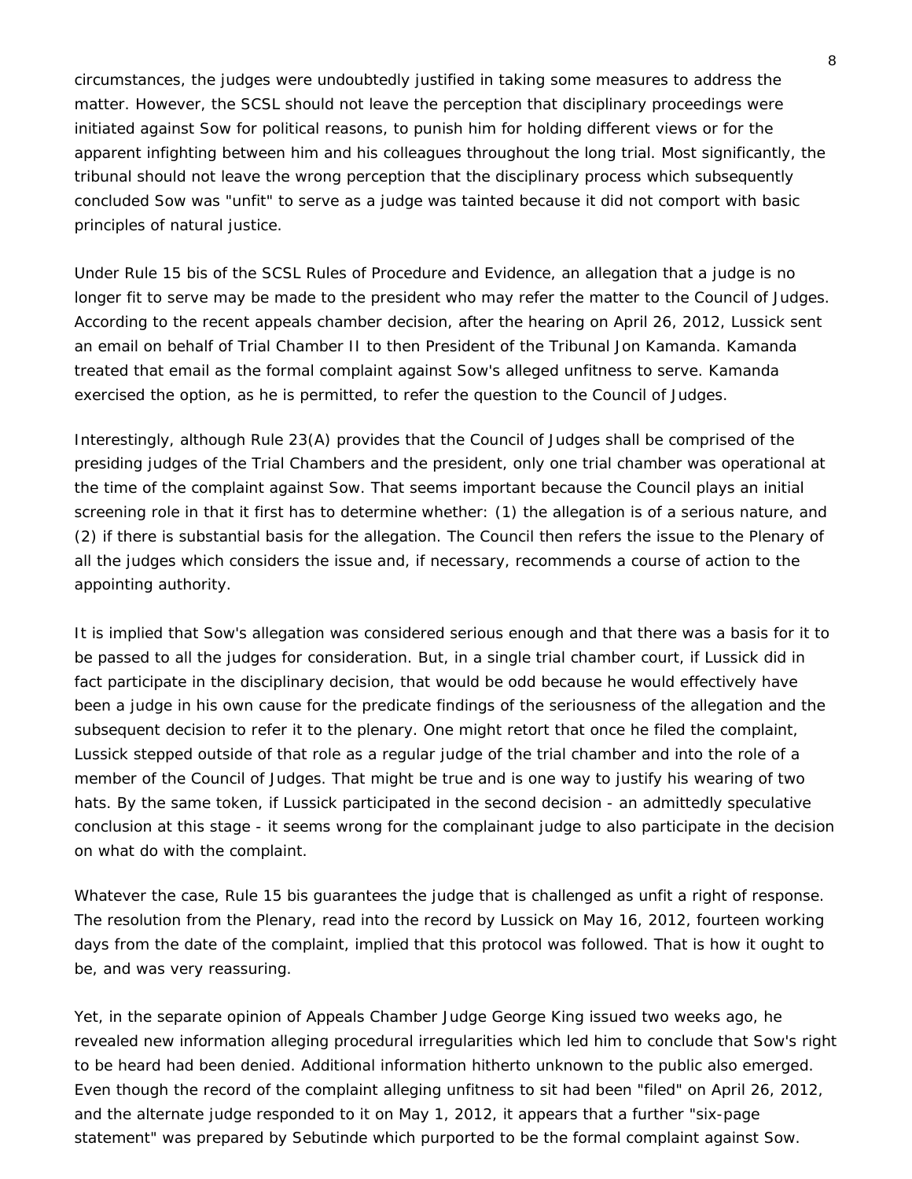circumstances, the judges were undoubtedly justified in taking some measures to address the matter. However, the SCSL should not leave the perception that disciplinary proceedings were initiated against Sow for political reasons, to punish him for holding different views or for the apparent infighting between him and his colleagues throughout the long trial. Most significantly, the tribunal should not leave the wrong perception that the disciplinary process which subsequently concluded Sow was "unfit" to serve as a judge was tainted because it did not comport with basic principles of natural justice.

Under Rule 15 bis of the SCSL Rules of Procedure and Evidence, an allegation that a judge is no longer fit to serve may be made to the president who may refer the matter to the Council of Judges. According to the recent appeals chamber decision, after the hearing on April 26, 2012, Lussick sent an email on behalf of Trial Chamber II to then President of the Tribunal Jon Kamanda. Kamanda treated that email as the formal complaint against Sow's alleged unfitness to serve. Kamanda exercised the option, as he is permitted, to refer the question to the Council of Judges.

Interestingly, although Rule 23(A) provides that the Council of Judges shall be comprised of the presiding judges of the Trial Chambers and the president, only one trial chamber was operational at the time of the complaint against Sow. That seems important because the Council plays an initial screening role in that it first has to determine whether: (1) the allegation is of a serious nature, and (2) if there is substantial basis for the allegation. The Council then refers the issue to the Plenary of all the judges which considers the issue and, if necessary, recommends a course of action to the appointing authority.

It is implied that Sow's allegation was considered serious enough and that there was a basis for it to be passed to all the judges for consideration. But, in a single trial chamber court, if Lussick did in fact participate in the disciplinary decision, that would be odd because he would effectively have been a judge in his own cause for the predicate findings of the seriousness of the allegation and the subsequent decision to refer it to the plenary. One might retort that once he filed the complaint, Lussick stepped outside of that role as a regular judge of the trial chamber and into the role of a member of the Council of Judges. That might be true and is one way to justify his wearing of two hats. By the same token, if Lussick participated in the second decision - an admittedly speculative conclusion at this stage - it seems wrong for the complainant judge to also participate in the decision on what do with the complaint.

Whatever the case, Rule 15 bis guarantees the judge that is challenged as unfit a right of response. The resolution from the Plenary, read into the record by Lussick on May 16, 2012, fourteen working days from the date of the complaint, implied that this protocol was followed. That is how it ought to be, and was very reassuring.

Yet, in the separate opinion of Appeals Chamber Judge George King issued two weeks ago, he revealed new information alleging procedural irregularities which led him to conclude that Sow's right to be heard had been denied. Additional information hitherto unknown to the public also emerged. Even though the record of the complaint alleging unfitness to sit had been "filed" on April 26, 2012, and the alternate judge responded to it on May 1, 2012, it appears that a further "six-page statement" was prepared by Sebutinde which purported to be the formal complaint against Sow.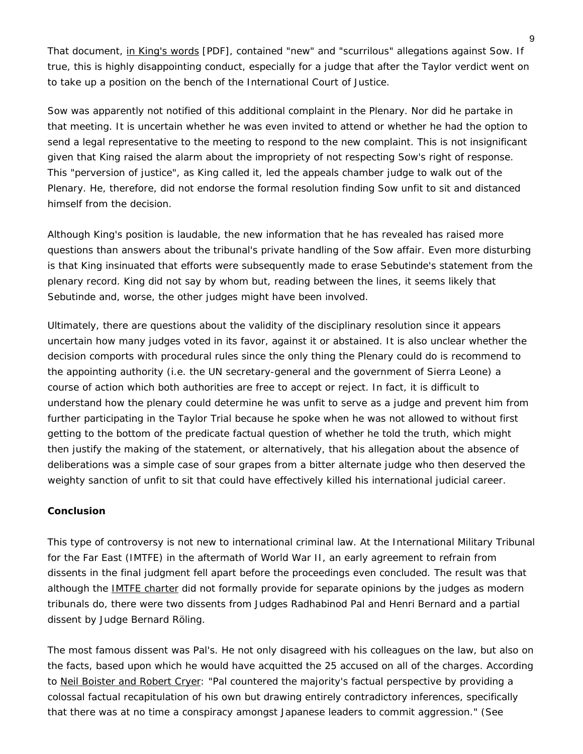That document, in King's words [PDF], contained "new" and "scurrilous" allegations against Sow. If true, this is highly disappointing conduct, especially for a judge that after the Taylor verdict went on to take up a position on the bench of the International Court of Justice.

Sow was apparently not notified of this additional complaint in the Plenary. Nor did he partake in that meeting. It is uncertain whether he was even invited to attend or whether he had the option to send a legal representative to the meeting to respond to the new complaint. This is not insignificant given that King raised the alarm about the impropriety of not respecting Sow's right of response. This "perversion of justice", as King called it, led the appeals chamber judge to walk out of the Plenary. He, therefore, did not endorse the formal resolution finding Sow unfit to sit and distanced himself from the decision.

Although King's position is laudable, the new information that he has revealed has raised more questions than answers about the tribunal's private handling of the Sow affair. Even more disturbing is that King insinuated that efforts were subsequently made to erase Sebutinde's statement from the plenary record. King did not say by whom but, reading between the lines, it seems likely that Sebutinde and, worse, the other judges might have been involved.

Ultimately, there are questions about the validity of the disciplinary resolution since it appears uncertain how many judges voted in its favor, against it or abstained. It is also unclear whether the decision comports with procedural rules since the only thing the Plenary could do is recommend to the appointing authority (i.e. the UN secretary-general and the government of Sierra Leone) a course of action which both authorities are free to accept or reject. In fact, it is difficult to understand how the plenary could determine he was unfit to serve as a judge and prevent him from further participating in the Taylor Trial because he spoke when he was not allowed to without first getting to the bottom of the predicate factual question of whether he told the truth, which might then justify the making of the statement, or alternatively, that his allegation about the absence of deliberations was a simple case of sour grapes from a bitter alternate judge who then deserved the weighty sanction of unfit to sit that could have effectively killed his international judicial career.

**Conclusion**

This type of controversy is not new to international criminal law. At the International Military Tribunal for the Far East (IMTFE) in the aftermath of World War II, an early agreement to refrain from dissents in the final judgment fell apart before the proceedings even concluded. The result was that although the IMTFE charter did not formally provide for separate opinions by the judges as modern tribunals do, there were two dissents from Judges Radhabinod Pal and Henri Bernard and a partial dissent by Judge Bernard Röling.

The most famous dissent was Pal's. He not only disagreed with his colleagues on the law, but also on the facts, based upon which he would have acquitted the 25 accused on all of the charges. According to Neil Boister and Robert Cryer: "Pal countered the majority's factual perspective by providing a colossal factual recapitulation of his own but drawing entirely contradictory inferences, specifically that there was at no time a conspiracy amongst Japanese leaders to commit aggression." (See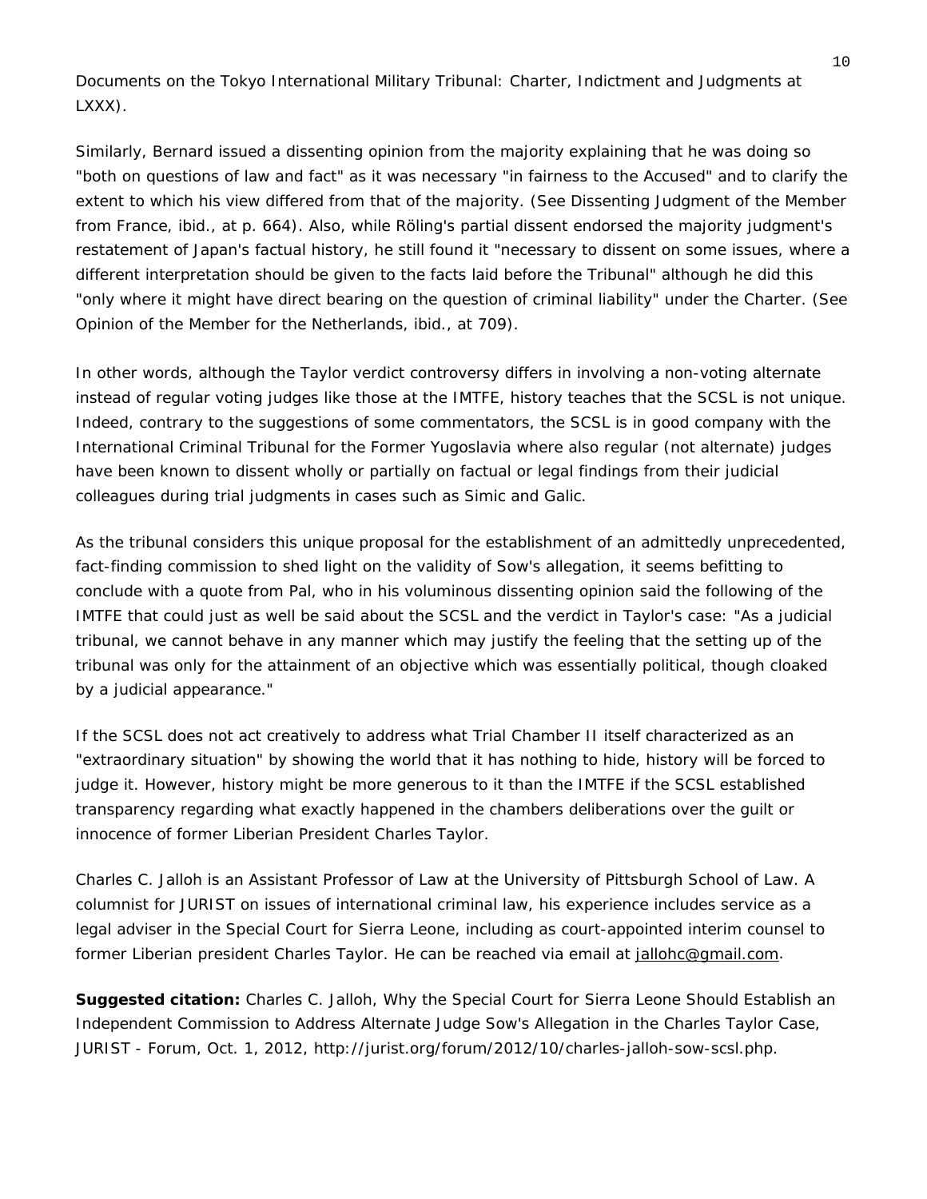Documents on the Tokyo International Military Tribunal: Charter, Indictment and Judgments at LXXX).

Similarly, Bernard issued a dissenting opinion from the majority explaining that he was doing so "both on questions of law and fact" as it was necessary "in fairness to the Accused" and to clarify the extent to which his view differed from that of the majority. (See Dissenting Judgment of the Member from France, ibid., at p. 664). Also, while Röling's partial dissent endorsed the majority judgment's restatement of Japan's factual history, he still found it "necessary to dissent on some issues, where a different interpretation should be given to the facts laid before the Tribunal" although he did this "only where it might have direct bearing on the question of criminal liability" under the Charter. (See Opinion of the Member for the Netherlands, ibid., at 709).

In other words, although the Taylor verdict controversy differs in involving a non-voting alternate instead of regular voting judges like those at the IMTFE, history teaches that the SCSL is not unique. Indeed, contrary to the suggestions of some commentators, the SCSL is in good company with the International Criminal Tribunal for the Former Yugoslavia where also regular (not alternate) judges have been known to dissent wholly or partially on factual or legal findings from their judicial colleagues during trial judgments in cases such as Simic and Galic.

As the tribunal considers this unique proposal for the establishment of an admittedly unprecedented, fact-finding commission to shed light on the validity of Sow's allegation, it seems befitting to conclude with a quote from Pal, who in his voluminous dissenting opinion said the following of the IMTFE that could just as well be said about the SCSL and the verdict in Taylor's case: "As a judicial tribunal, we cannot behave in any manner which may justify the feeling that the setting up of the tribunal was only for the attainment of an objective which was essentially political, though cloaked by a judicial appearance."

If the SCSL does not act creatively to address what Trial Chamber II itself characterized as an "extraordinary situation" by showing the world that it has nothing to hide, history will be forced to judge it. However, history might be more generous to it than the IMTFE if the SCSL established transparency regarding what exactly happened in the chambers deliberations over the guilt or innocence of former Liberian President Charles Taylor.

Charles C. Jalloh is an Assistant Professor of Law at the University of Pittsburgh School of Law. A columnist for JURIST on issues of international criminal law, his experience includes service as a legal adviser in the Special Court for Sierra Leone, including as court-appointed interim counsel to former Liberian president Charles Taylor. He can be reached via email at jallohc@gmail.com.

**Suggested citation:** Charles C. Jalloh, Why the Special Court for Sierra Leone Should Establish an Independent Commission to Address Alternate Judge Sow's Allegation in the Charles Taylor Case, JURIST - Forum, Oct. 1, 2012, http://jurist.org/forum/2012/10/charles-jalloh-sow-scsl.php.